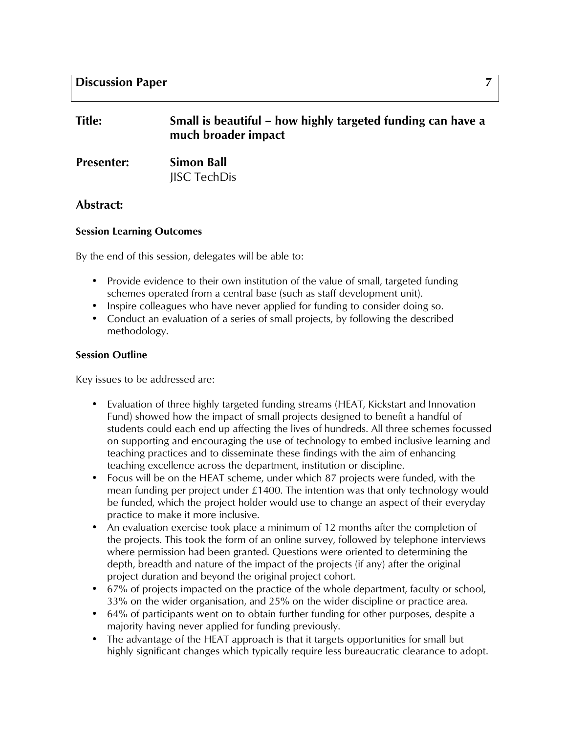**Discussion Paper 7**

**Title:** **Small is beautiful – how highly targeted funding can have a much broader impact**

**Presenter:** **Simon Ball**
JISC TechDis

## Abstract:

### Session Learning Outcomes

By the end of this session, delegates will be able to:

- Provide evidence to their own institution of the value of small, targeted funding schemes operated from a central base (such as staff development unit).
- Inspire colleagues who have never applied for funding to consider doing so.
- Conduct an evaluation of a series of small projects, by following the described methodology.

### Session Outline

Key issues to be addressed are:

- Evaluation of three highly targeted funding streams (HEAT, Kickstart and Innovation Fund) showed how the impact of small projects designed to benefit a handful of students could each end up affecting the lives of hundreds. All three schemes focussed on supporting and encouraging the use of technology to embed inclusive learning and teaching practices and to disseminate these findings with the aim of enhancing teaching excellence across the department, institution or discipline.
- Focus will be on the HEAT scheme, under which 87 projects were funded, with the mean funding per project under £1400. The intention was that only technology would be funded, which the project holder would use to change an aspect of their everyday practice to make it more inclusive.
- An evaluation exercise took place a minimum of 12 months after the completion of the projects. This took the form of an online survey, followed by telephone interviews where permission had been granted. Questions were oriented to determining the depth, breadth and nature of the impact of the projects (if any) after the original project duration and beyond the original project cohort.
- 67% of projects impacted on the practice of the whole department, faculty or school, 33% on the wider organisation, and 25% on the wider discipline or practice area.
- 64% of participants went on to obtain further funding for other purposes, despite a majority having never applied for funding previously.
- The advantage of the HEAT approach is that it targets opportunities for small but highly significant changes which typically require less bureaucratic clearance to adopt.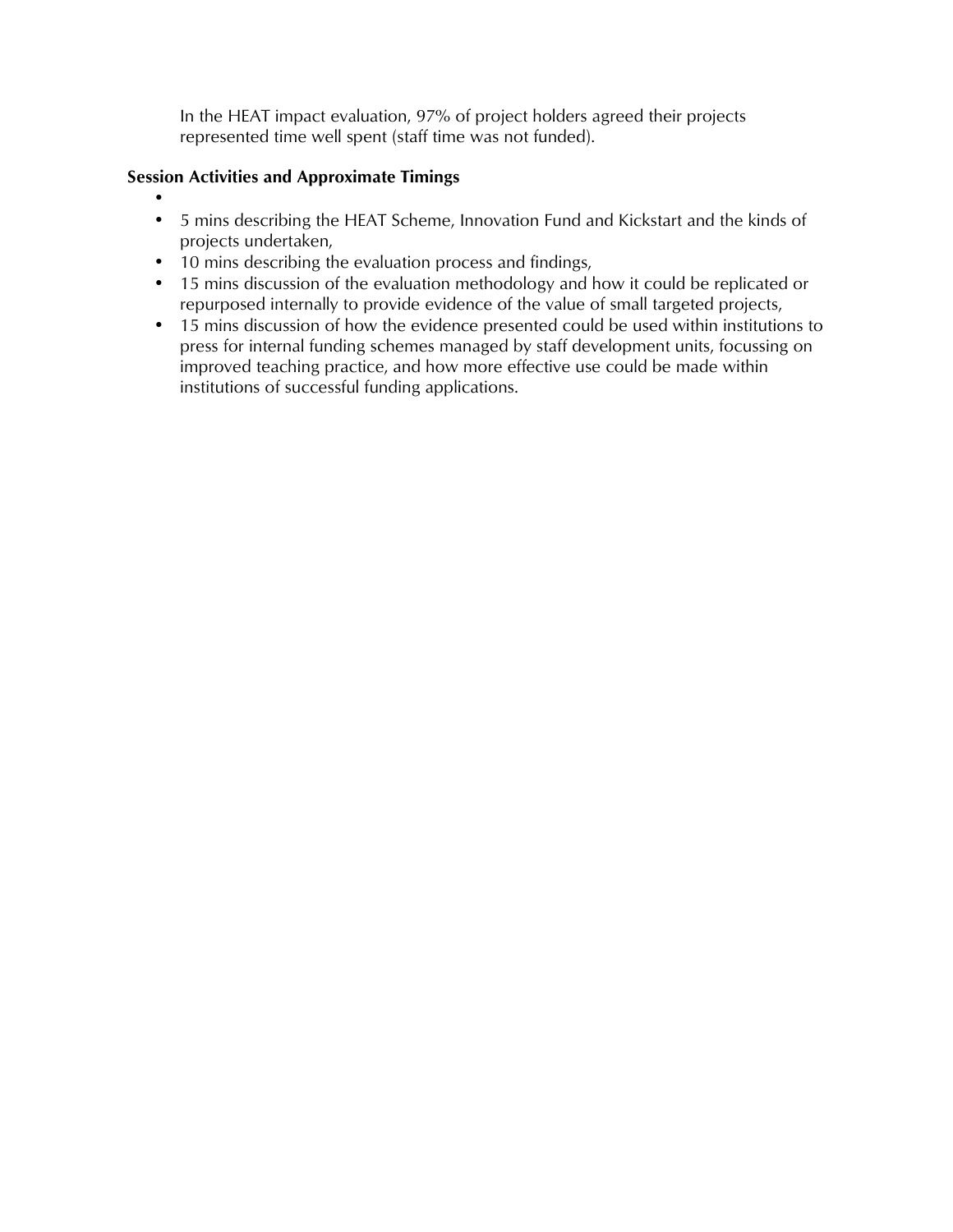In the HEAT impact evaluation, 97% of project holders agreed their projects represented time well spent (staff time was not funded).

**Session Activities and Approximate Timings**

- 5 mins describing the HEAT Scheme, Innovation Fund and Kickstart and the kinds of projects undertaken,
- 10 mins describing the evaluation process and findings,
- 15 mins discussion of the evaluation methodology and how it could be replicated or repurposed internally to provide evidence of the value of small targeted projects,
- 15 mins discussion of how the evidence presented could be used within institutions to press for internal funding schemes managed by staff development units, focussing on improved teaching practice, and how more effective use could be made within institutions of successful funding applications.